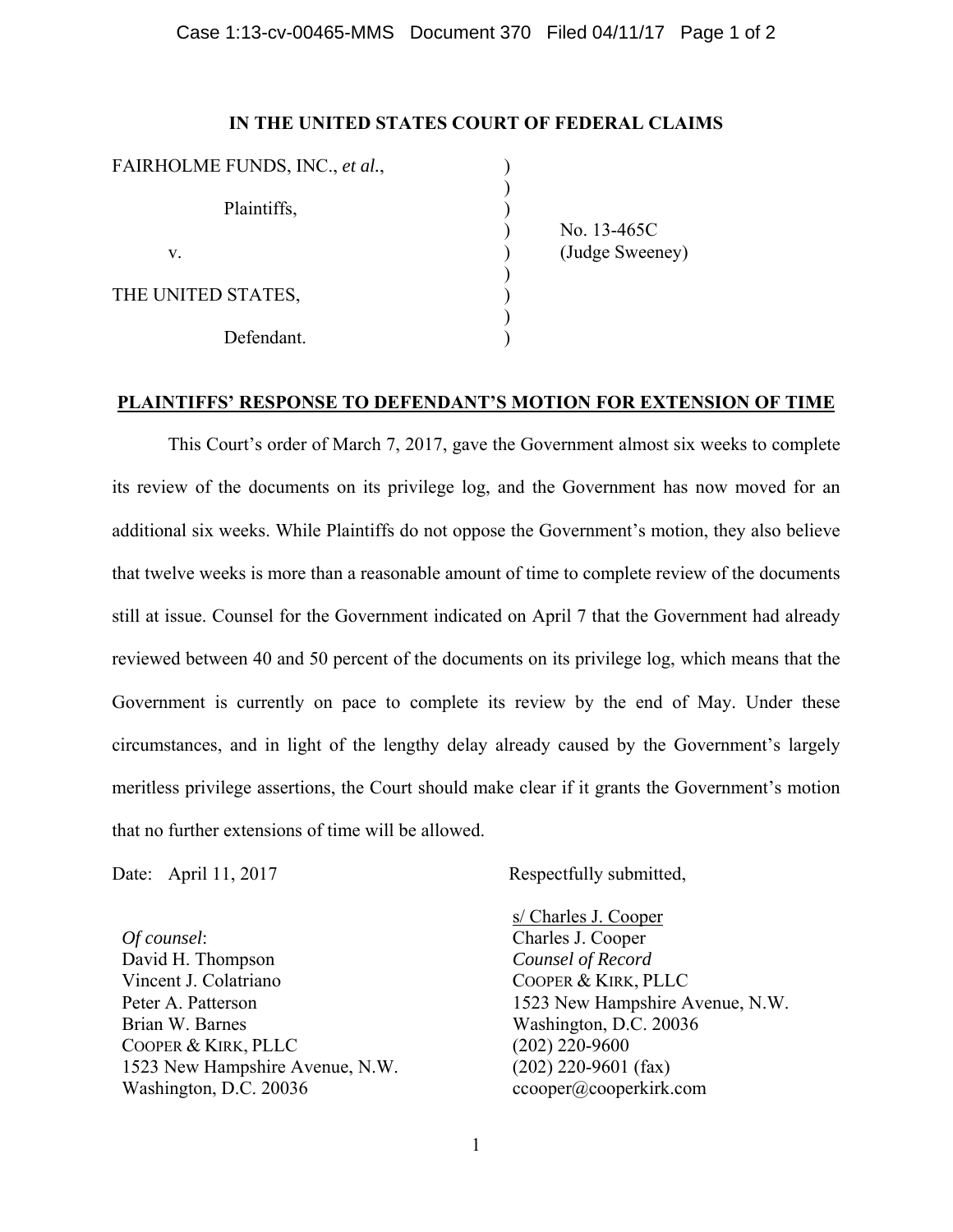**IN THE UNITED STATES COURT OF FEDERAL CLAIMS**

| | | |
|---|---|---|
| FAIRHOLME FUNDS, INC., *et al.*, | ) | |
| | ) | |
| Plaintiffs, | ) | |
| | ) | No. 13-465C |
| v. | ) | (Judge Sweeney) |
| | ) | |
| THE UNITED STATES, | ) | |
| | ) | |
| Defendant. | ) | |

**PLAINTIFFS' RESPONSE TO DEFENDANT'S MOTION FOR EXTENSION OF TIME**

This Court's order of March 7, 2017, gave the Government almost six weeks to complete its review of the documents on its privilege log, and the Government has now moved for an additional six weeks. While Plaintiffs do not oppose the Government's motion, they also believe that twelve weeks is more than a reasonable amount of time to complete review of the documents still at issue. Counsel for the Government indicated on April 7 that the Government had already reviewed between 40 and 50 percent of the documents on its privilege log, which means that the Government is currently on pace to complete its review by the end of May. Under these circumstances, and in light of the lengthy delay already caused by the Government's largely meritless privilege assertions, the Court should make clear if it grants the Government's motion that no further extensions of time will be allowed.

Date: April 11, 2017

Respectfully submitted,

s/ Charles J. Cooper
Charles J. Cooper
*Counsel of Record*
COOPER & KIRK, PLLC
1523 New Hampshire Avenue, N.W.
Washington, D.C. 20036
(202) 220-9600
(202) 220-9601 (fax)
ccooper@cooperkirk.com

*Of counsel*:
David H. Thompson
Vincent J. Colatriano
Peter A. Patterson
Brian W. Barnes
COOPER & KIRK, PLLC
1523 New Hampshire Avenue, N.W.
Washington, D.C. 20036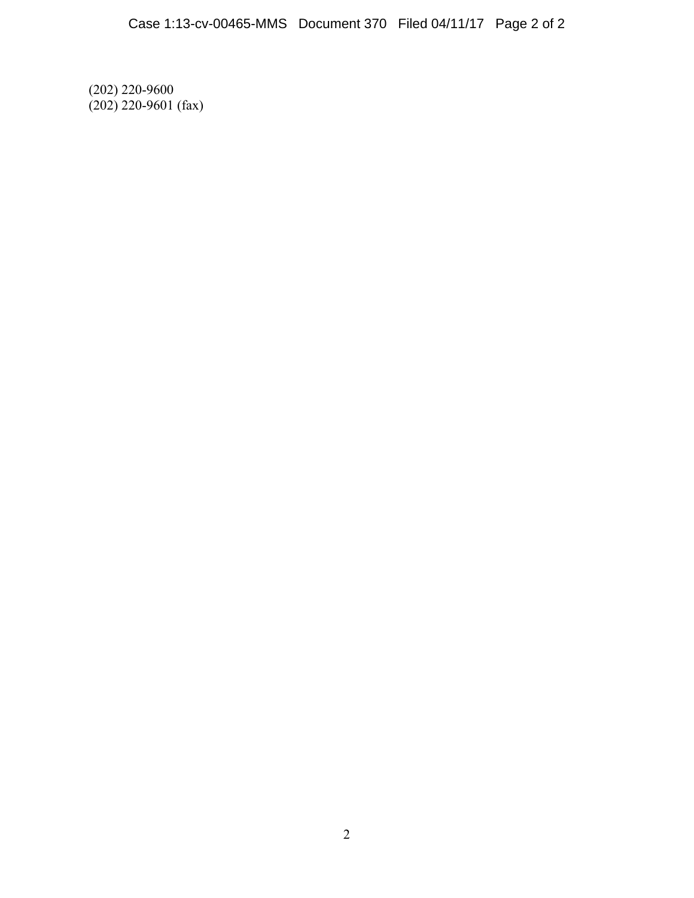(202) 220-9600
(202) 220-9601 (fax)